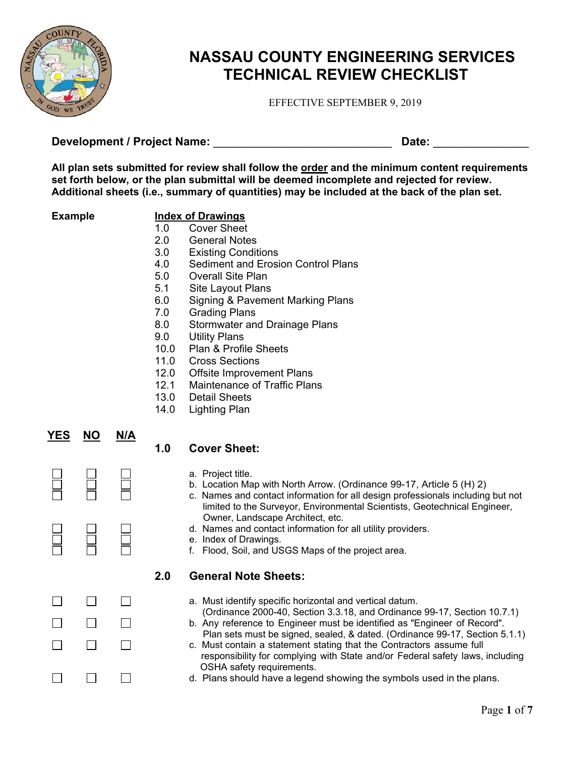# NASSAU COUNTY ENGINEERING SERVICES TECHNICAL REVIEW CHECKLIST

EFFECTIVE SEPTEMBER 9, 2019

**Development / Project Name:** ____________________________ **Date:** _______________

**All plan sets submitted for review shall follow the order and the minimum content requirements set forth below, or the plan submittal will be deemed incomplete and rejected for review. Additional sheets (i.e., summary of quantities) may be included at the back of the plan set.**

**Example**

**Index of Drawings**

- 1.0 Cover Sheet
- 2.0 General Notes
- 3.0 Existing Conditions
- 4.0 Sediment and Erosion Control Plans
- 5.0 Overall Site Plan
- 5.1 Site Layout Plans
- 6.0 Signing & Pavement Marking Plans
- 7.0 Grading Plans
- 8.0 Stormwater and Drainage Plans
- 9.0 Utility Plans
- 10.0 Plan & Profile Sheets
- 11.0 Cross Sections
- 12.0 Offsite Improvement Plans
- 12.1 Maintenance of Traffic Plans
- 13.0 Detail Sheets
- 14.0 Lighting Plan

| YES | NO | N/A | |
|---|---|---|---|
| | | | **1.0 Cover Sheet:** |
| ☐ | ☐ | ☐ | a. Project title. |
| ☐ | ☐ | ☐ | b. Location Map with North Arrow. (Ordinance 99-17, Article 5 (H) 2) |
| ☐ | ☐ | ☐ | c. Names and contact information for all design professionals including but not limited to the Surveyor, Environmental Scientists, Geotechnical Engineer, Owner, Landscape Architect, etc. |
| ☐ | ☐ | ☐ | d. Names and contact information for all utility providers. |
| ☐ | ☐ | ☐ | e. Index of Drawings. |
| ☐ | ☐ | ☐ | f. Flood, Soil, and USGS Maps of the project area. |
| | | | **2.0 General Note Sheets:** |
| ☐ | ☐ | ☐ | a. Must identify specific horizontal and vertical datum. (Ordinance 2000-40, Section 3.3.18, and Ordinance 99-17, Section 10.7.1) |
| ☐ | ☐ | ☐ | b. Any reference to Engineer must be identified as "Engineer of Record". Plan sets must be signed, sealed, & dated. (Ordinance 99-17, Section 5.1.1) |
| ☐ | ☐ | ☐ | c. Must contain a statement stating that the Contractors assume full responsibility for complying with State and/or Federal safety laws, including OSHA safety requirements. |
| ☐ | ☐ | ☐ | d. Plans should have a legend showing the symbols used in the plans. |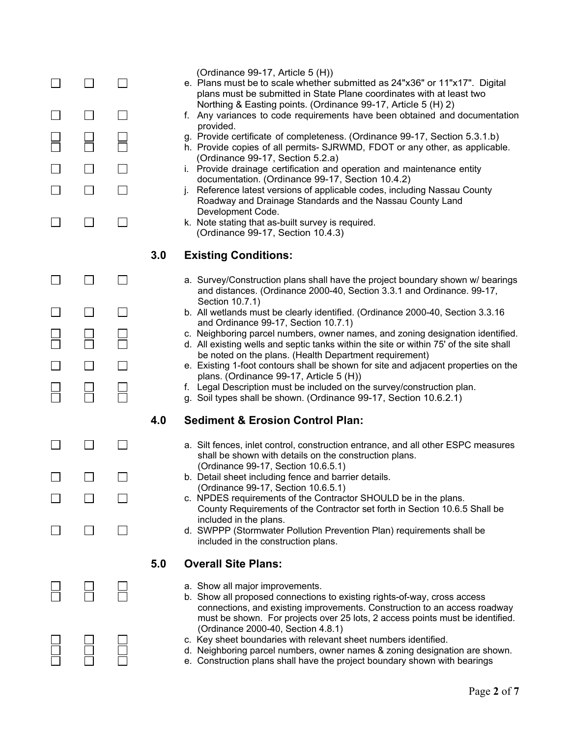(Ordinance 99-17, Article 5 (H))

| | | | |
|---|---|---|---|
| ☐ | ☐ | ☐ | e. Plans must be to scale whether submitted as 24"x36" or 11"x17". Digital plans must be submitted in State Plane coordinates with at least two Northing & Easting points. (Ordinance 99-17, Article 5 (H) 2) |
| ☐ | ☐ | ☐ | f. Any variances to code requirements have been obtained and documentation provided. |
| ☐ | ☐ | ☐ | g. Provide certificate of completeness. (Ordinance 99-17, Section 5.3.1.b) |
| ☐ | ☐ | ☐ | h. Provide copies of all permits- SJRWMD, FDOT or any other, as applicable. (Ordinance 99-17, Section 5.2.a) |
| ☐ | ☐ | ☐ | i. Provide drainage certification and operation and maintenance entity documentation. (Ordinance 99-17, Section 10.4.2) |
| ☐ | ☐ | ☐ | j. Reference latest versions of applicable codes, including Nassau County Roadway and Drainage Standards and the Nassau County Land Development Code. |
| ☐ | ☐ | ☐ | k. Note stating that as-built survey is required. (Ordinance 99-17, Section 10.4.3) |

## 3.0 Existing Conditions:

| | | | |
|---|---|---|---|
| ☐ | ☐ | ☐ | a. Survey/Construction plans shall have the project boundary shown w/ bearings and distances. (Ordinance 2000-40, Section 3.3.1 and Ordinance. 99-17, Section 10.7.1) |
| ☐ | ☐ | ☐ | b. All wetlands must be clearly identified. (Ordinance 2000-40, Section 3.3.16 and Ordinance 99-17, Section 10.7.1) |
| ☐ | ☐ | ☐ | c. Neighboring parcel numbers, owner names, and zoning designation identified. |
| ☐ | ☐ | ☐ | d. All existing wells and septic tanks within the site or within 75' of the site shall be noted on the plans. (Health Department requirement) |
| ☐ | ☐ | ☐ | e. Existing 1-foot contours shall be shown for site and adjacent properties on the plans. (Ordinance 99-17, Article 5 (H)) |
| ☐ | ☐ | ☐ | f. Legal Description must be included on the survey/construction plan. |
| ☐ | ☐ | ☐ | g. Soil types shall be shown. (Ordinance 99-17, Section 10.6.2.1) |

## 4.0 Sediment & Erosion Control Plan:

| | | | |
|---|---|---|---|
| ☐ | ☐ | ☐ | a. Silt fences, inlet control, construction entrance, and all other ESPC measures shall be shown with details on the construction plans. (Ordinance 99-17, Section 10.6.5.1) |
| ☐ | ☐ | ☐ | b. Detail sheet including fence and barrier details. (Ordinance 99-17, Section 10.6.5.1) |
| ☐ | ☐ | ☐ | c. NPDES requirements of the Contractor SHOULD be in the plans. County Requirements of the Contractor set forth in Section 10.6.5 Shall be included in the plans. |
| ☐ | ☐ | ☐ | d. SWPPP (Stormwater Pollution Prevention Plan) requirements shall be included in the construction plans. |

## 5.0 Overall Site Plans:

| | | | |
|---|---|---|---|
| ☐ | ☐ | ☐ | a. Show all major improvements. |
| ☐ | ☐ | ☐ | b. Show all proposed connections to existing rights-of-way, cross access connections, and existing improvements. Construction to an access roadway must be shown. For projects over 25 lots, 2 access points must be identified. (Ordinance 2000-40, Section 4.8.1) |
| ☐ | ☐ | ☐ | c. Key sheet boundaries with relevant sheet numbers identified. |
| ☐ | ☐ | ☐ | d. Neighboring parcel numbers, owner names & zoning designation are shown. |
| ☐ | ☐ | ☐ | e. Construction plans shall have the project boundary shown with bearings |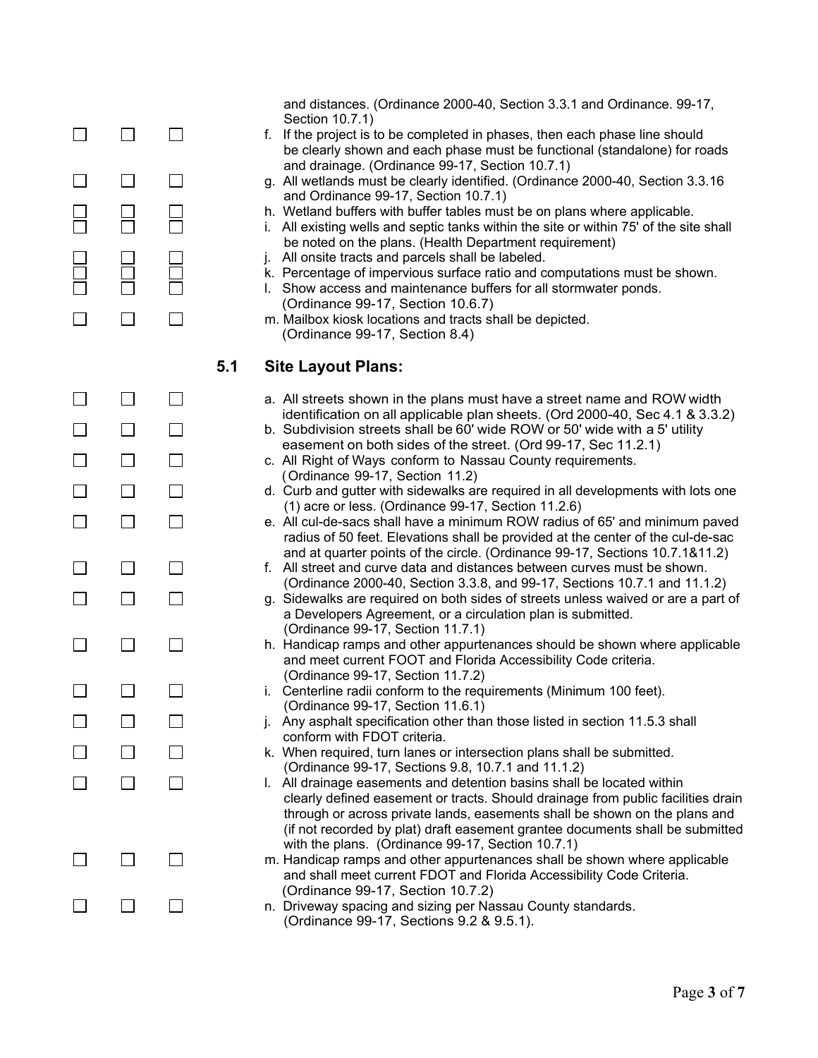and distances. (Ordinance 2000-40, Section 3.3.1 and Ordinance. 99-17, Section 10.7.1)

| | | | |
|---|---|---|---|
| ☐ | ☐ | ☐ | f. If the project is to be completed in phases, then each phase line should be clearly shown and each phase must be functional (standalone) for roads and drainage. (Ordinance 99-17, Section 10.7.1) |
| ☐ | ☐ | ☐ | g. All wetlands must be clearly identified. (Ordinance 2000-40, Section 3.3.16 and Ordinance 99-17, Section 10.7.1) |
| ☐ | ☐ | ☐ | h. Wetland buffers with buffer tables must be on plans where applicable. |
| ☐ | ☐ | ☐ | i. All existing wells and septic tanks within the site or within 75' of the site shall be noted on the plans. (Health Department requirement) |
| ☐ | ☐ | ☐ | j. All onsite tracts and parcels shall be labeled. |
| ☐ | ☐ | ☐ | k. Percentage of impervious surface ratio and computations must be shown. |
| ☐ | ☐ | ☐ | l. Show access and maintenance buffers for all stormwater ponds. (Ordinance 99-17, Section 10.6.7) |
| ☐ | ☐ | ☐ | m. Mailbox kiosk locations and tracts shall be depicted. (Ordinance 99-17, Section 8.4) |

## 5.1 Site Layout Plans:

| | | | |
|---|---|---|---|
| ☐ | ☐ | ☐ | a. All streets shown in the plans must have a street name and ROW width identification on all applicable plan sheets. (Ord 2000-40, Sec 4.1 & 3.3.2) |
| ☐ | ☐ | ☐ | b. Subdivision streets shall be 60' wide ROW or 50' wide with a 5' utility easement on both sides of the street. (Ord 99-17, Sec 11.2.1) |
| ☐ | ☐ | ☐ | c. All Right of Ways conform to Nassau County requirements. (Ordinance 99-17, Section 11.2) |
| ☐ | ☐ | ☐ | d. Curb and gutter with sidewalks are required in all developments with lots one (1) acre or less. (Ordinance 99-17, Section 11.2.6) |
| ☐ | ☐ | ☐ | e. All cul-de-sacs shall have a minimum ROW radius of 65' and minimum paved radius of 50 feet. Elevations shall be provided at the center of the cul-de-sac and at quarter points of the circle. (Ordinance 99-17, Sections 10.7.1&11.2) |
| ☐ | ☐ | ☐ | f. All street and curve data and distances between curves must be shown. (Ordinance 2000-40, Section 3.3.8, and 99-17, Sections 10.7.1 and 11.1.2) |
| ☐ | ☐ | ☐ | g. Sidewalks are required on both sides of streets unless waived or are a part of a Developers Agreement, or a circulation plan is submitted. (Ordinance 99-17, Section 11.7.1) |
| ☐ | ☐ | ☐ | h. Handicap ramps and other appurtenances should be shown where applicable and meet current FOOT and Florida Accessibility Code criteria. (Ordinance 99-17, Section 11.7.2) |
| ☐ | ☐ | ☐ | i. Centerline radii conform to the requirements (Minimum 100 feet). (Ordinance 99-17, Section 11.6.1) |
| ☐ | ☐ | ☐ | j. Any asphalt specification other than those listed in section 11.5.3 shall conform with FDOT criteria. |
| ☐ | ☐ | ☐ | k. When required, turn lanes or intersection plans shall be submitted. (Ordinance 99-17, Sections 9.8, 10.7.1 and 11.1.2) |
| ☐ | ☐ | ☐ | l. All drainage easements and detention basins shall be located within clearly defined easement or tracts. Should drainage from public facilities drain through or across private lands, easements shall be shown on the plans and (if not recorded by plat) draft easement grantee documents shall be submitted with the plans. (Ordinance 99-17, Section 10.7.1) |
| ☐ | ☐ | ☐ | m. Handicap ramps and other appurtenances shall be shown where applicable and shall meet current FDOT and Florida Accessibility Code Criteria. (Ordinance 99-17, Section 10.7.2) |
| ☐ | ☐ | ☐ | n. Driveway spacing and sizing per Nassau County standards. (Ordinance 99-17, Sections 9.2 & 9.5.1). |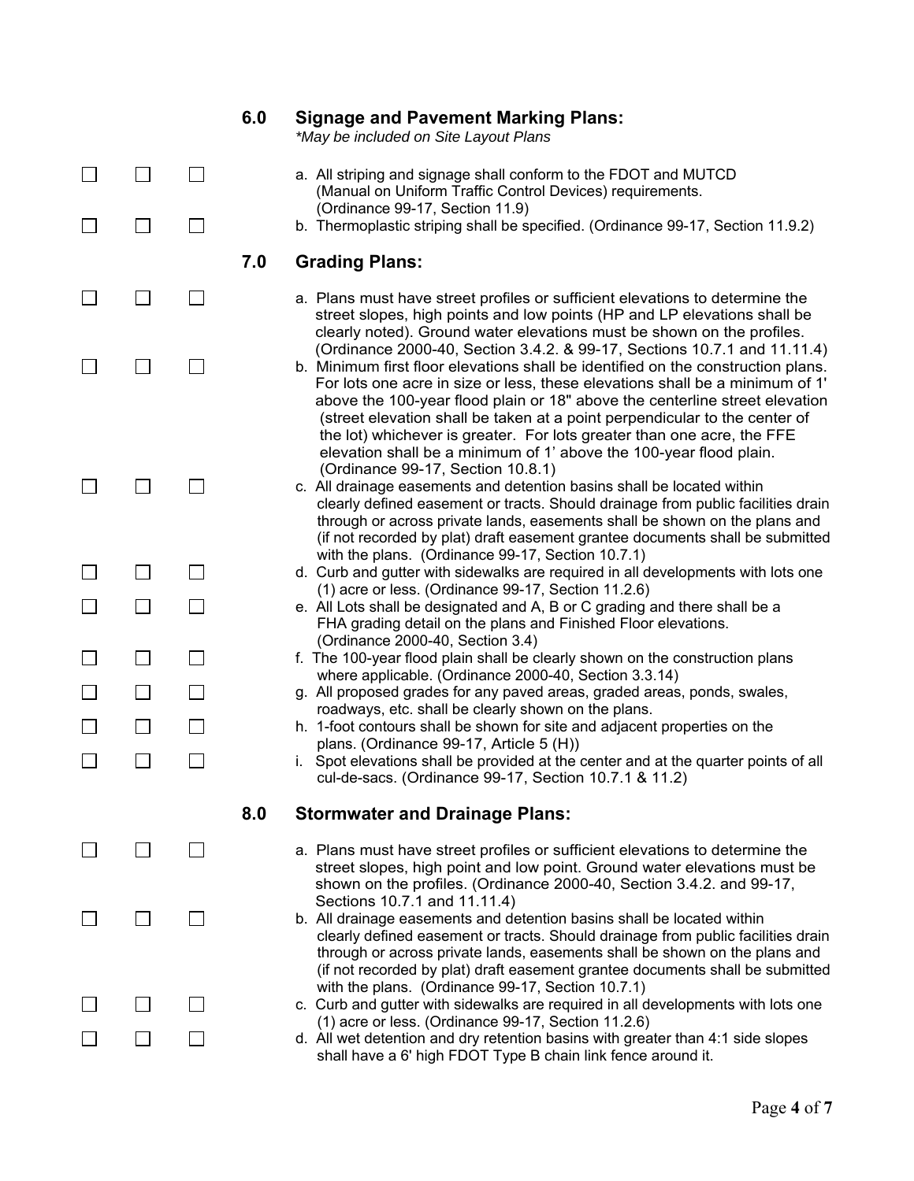## 6.0 Signage and Pavement Marking Plans:

*\*May be included on Site Layout Plans*

- ☐ ☐ ☐ a. All striping and signage shall conform to the FDOT and MUTCD (Manual on Uniform Traffic Control Devices) requirements. (Ordinance 99-17, Section 11.9)
- ☐ ☐ ☐ b. Thermoplastic striping shall be specified. (Ordinance 99-17, Section 11.9.2)

## 7.0 Grading Plans:

- ☐ ☐ ☐ a. Plans must have street profiles or sufficient elevations to determine the street slopes, high points and low points (HP and LP elevations shall be clearly noted). Ground water elevations must be shown on the profiles. (Ordinance 2000-40, Section 3.4.2. & 99-17, Sections 10.7.1 and 11.11.4)
- ☐ ☐ ☐ b. Minimum first floor elevations shall be identified on the construction plans. For lots one acre in size or less, these elevations shall be a minimum of 1' above the 100-year flood plain or 18" above the centerline street elevation (street elevation shall be taken at a point perpendicular to the center of the lot) whichever is greater. For lots greater than one acre, the FFE elevation shall be a minimum of 1' above the 100-year flood plain. (Ordinance 99-17, Section 10.8.1)
- ☐ ☐ ☐ c. All drainage easements and detention basins shall be located within clearly defined easement or tracts. Should drainage from public facilities drain through or across private lands, easements shall be shown on the plans and (if not recorded by plat) draft easement grantee documents shall be submitted with the plans. (Ordinance 99-17, Section 10.7.1)
- ☐ ☐ ☐ d. Curb and gutter with sidewalks are required in all developments with lots one (1) acre or less. (Ordinance 99-17, Section 11.2.6)
- ☐ ☐ ☐ e. All Lots shall be designated and A, B or C grading and there shall be a FHA grading detail on the plans and Finished Floor elevations. (Ordinance 2000-40, Section 3.4)
- ☐ ☐ ☐ f. The 100-year flood plain shall be clearly shown on the construction plans where applicable. (Ordinance 2000-40, Section 3.3.14)
- ☐ ☐ ☐ g. All proposed grades for any paved areas, graded areas, ponds, swales, roadways, etc. shall be clearly shown on the plans.
- ☐ ☐ ☐ h. 1-foot contours shall be shown for site and adjacent properties on the plans. (Ordinance 99-17, Article 5 (H))
- ☐ ☐ ☐ i. Spot elevations shall be provided at the center and at the quarter points of all cul-de-sacs. (Ordinance 99-17, Section 10.7.1 & 11.2)

## 8.0 Stormwater and Drainage Plans:

- ☐ ☐ ☐ a. Plans must have street profiles or sufficient elevations to determine the street slopes, high point and low point. Ground water elevations must be shown on the profiles. (Ordinance 2000-40, Section 3.4.2. and 99-17, Sections 10.7.1 and 11.11.4)
- ☐ ☐ ☐ b. All drainage easements and detention basins shall be located within clearly defined easement or tracts. Should drainage from public facilities drain through or across private lands, easements shall be shown on the plans and (if not recorded by plat) draft easement grantee documents shall be submitted with the plans. (Ordinance 99-17, Section 10.7.1)
- ☐ ☐ ☐ c. Curb and gutter with sidewalks are required in all developments with lots one (1) acre or less. (Ordinance 99-17, Section 11.2.6)
- ☐ ☐ ☐ d. All wet detention and dry retention basins with greater than 4:1 side slopes shall have a 6' high FDOT Type B chain link fence around it.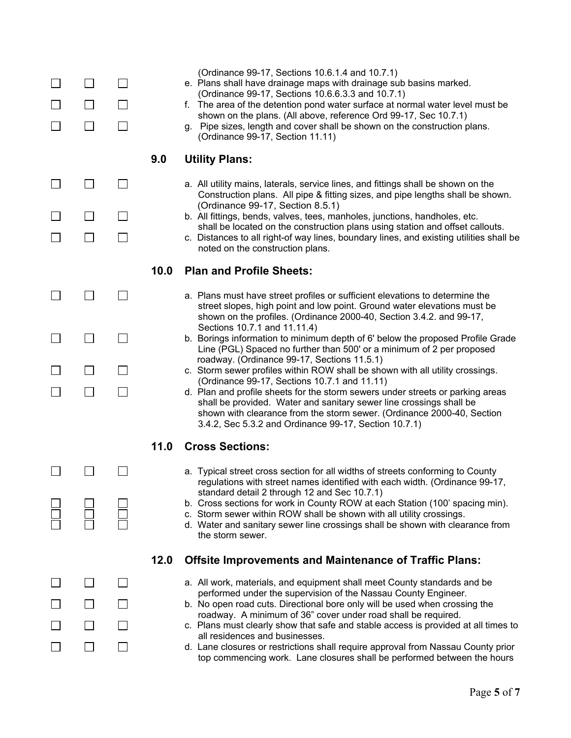(Ordinance 99-17, Sections 10.6.1.4 and 10.7.1)

- ☐ ☐ ☐ e. Plans shall have drainage maps with drainage sub basins marked. (Ordinance 99-17, Sections 10.6.6.3.3 and 10.7.1)
- ☐ ☐ ☐ f. The area of the detention pond water surface at normal water level must be shown on the plans. (All above, reference Ord 99-17, Sec 10.7.1)
- ☐ ☐ ☐ g. Pipe sizes, length and cover shall be shown on the construction plans. (Ordinance 99-17, Section 11.11)

## 9.0 Utility Plans:

- ☐ ☐ ☐ a. All utility mains, laterals, service lines, and fittings shall be shown on the Construction plans. All pipe & fitting sizes, and pipe lengths shall be shown. (Ordinance 99-17, Section 8.5.1)
- ☐ ☐ ☐ b. All fittings, bends, valves, tees, manholes, junctions, handholes, etc. shall be located on the construction plans using station and offset callouts.
- ☐ ☐ ☐ c. Distances to all right-of way lines, boundary lines, and existing utilities shall be noted on the construction plans.

## 10.0 Plan and Profile Sheets:

- ☐ ☐ ☐ a. Plans must have street profiles or sufficient elevations to determine the street slopes, high point and low point. Ground water elevations must be shown on the profiles. (Ordinance 2000-40, Section 3.4.2. and 99-17, Sections 10.7.1 and 11.11.4)
- ☐ ☐ ☐ b. Borings information to minimum depth of 6' below the proposed Profile Grade Line (PGL) Spaced no further than 500' or a minimum of 2 per proposed roadway. (Ordinance 99-17, Sections 11.5.1)
- ☐ ☐ ☐ c. Storm sewer profiles within ROW shall be shown with all utility crossings. (Ordinance 99-17, Sections 10.7.1 and 11.11)
- ☐ ☐ ☐ d. Plan and profile sheets for the storm sewers under streets or parking areas shall be provided. Water and sanitary sewer line crossings shall be shown with clearance from the storm sewer. (Ordinance 2000-40, Section 3.4.2, Sec 5.3.2 and Ordinance 99-17, Section 10.7.1)

## 11.0 Cross Sections:

- ☐ ☐ ☐ a. Typical street cross section for all widths of streets conforming to County regulations with street names identified with each width. (Ordinance 99-17, standard detail 2 through 12 and Sec 10.7.1)
- ☐ ☐ ☐ b. Cross sections for work in County ROW at each Station (100' spacing min).
- ☐ ☐ ☐ c. Storm sewer within ROW shall be shown with all utility crossings.
- ☐ ☐ ☐ d. Water and sanitary sewer line crossings shall be shown with clearance from the storm sewer.

## 12.0 Offsite Improvements and Maintenance of Traffic Plans:

- ☐ ☐ ☐ a. All work, materials, and equipment shall meet County standards and be performed under the supervision of the Nassau County Engineer.
- ☐ ☐ ☐ b. No open road cuts. Directional bore only will be used when crossing the roadway. A minimum of 36" cover under road shall be required.
- ☐ ☐ ☐ c. Plans must clearly show that safe and stable access is provided at all times to all residences and businesses.
- ☐ ☐ ☐ d. Lane closures or restrictions shall require approval from Nassau County prior top commencing work. Lane closures shall be performed between the hours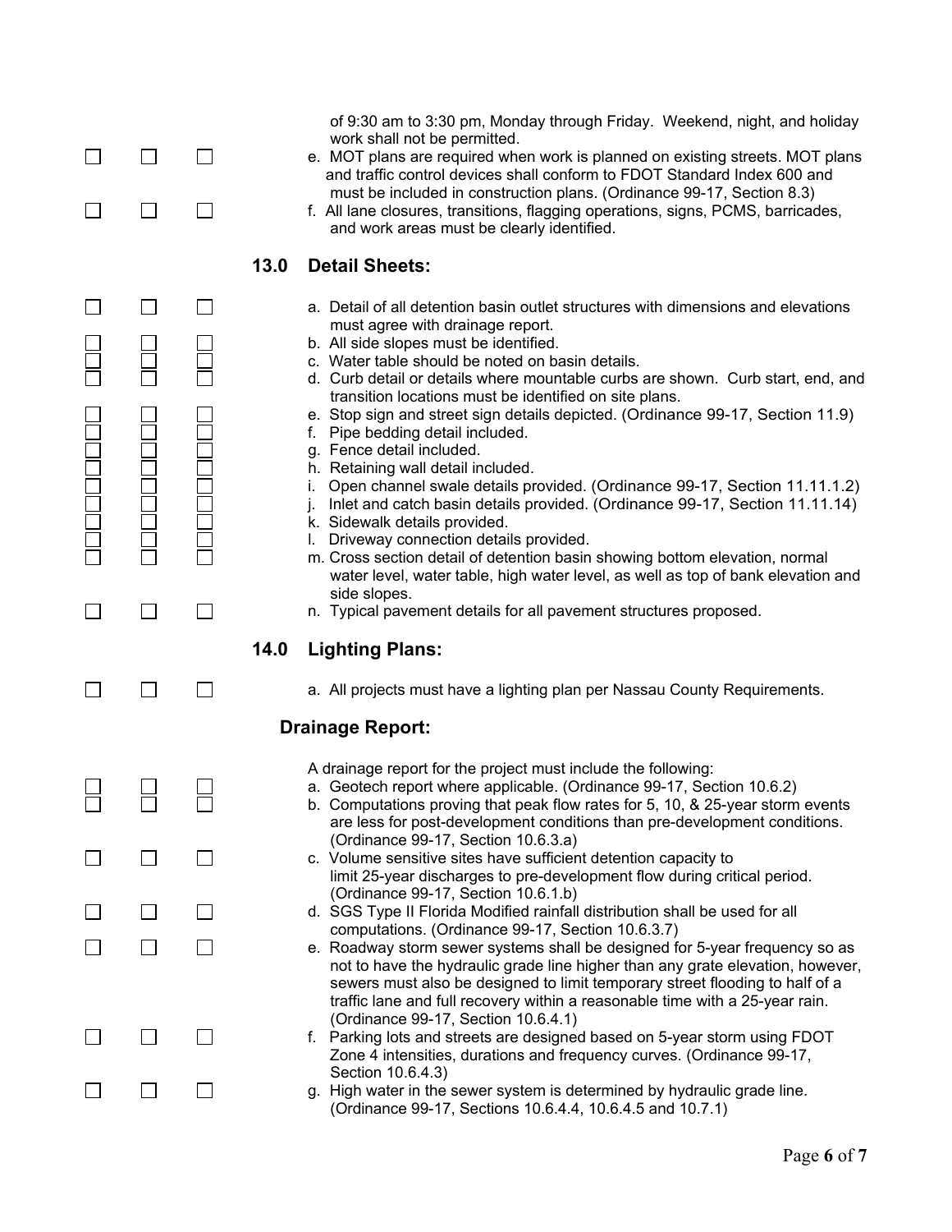of 9:30 am to 3:30 pm, Monday through Friday. Weekend, night, and holiday work shall not be permitted.

☐ ☐ ☐ e. MOT plans are required when work is planned on existing streets. MOT plans and traffic control devices shall conform to FDOT Standard Index 600 and must be included in construction plans. (Ordinance 99-17, Section 8.3)

☐ ☐ ☐ f. All lane closures, transitions, flagging operations, signs, PCMS, barricades, and work areas must be clearly identified.

## 13.0 Detail Sheets:

☐ ☐ ☐ a. Detail of all detention basin outlet structures with dimensions and elevations must agree with drainage report.

☐ ☐ ☐ b. All side slopes must be identified.

☐ ☐ ☐ c. Water table should be noted on basin details.

☐ ☐ ☐ d. Curb detail or details where mountable curbs are shown. Curb start, end, and transition locations must be identified on site plans.

☐ ☐ ☐ e. Stop sign and street sign details depicted. (Ordinance 99-17, Section 11.9)

☐ ☐ ☐ f. Pipe bedding detail included.

☐ ☐ ☐ g. Fence detail included.

☐ ☐ ☐ h. Retaining wall detail included.

☐ ☐ ☐ i. Open channel swale details provided. (Ordinance 99-17, Section 11.11.1.2)

☐ ☐ ☐ j. Inlet and catch basin details provided. (Ordinance 99-17, Section 11.11.14)

☐ ☐ ☐ k. Sidewalk details provided.

☐ ☐ ☐ l. Driveway connection details provided.

☐ ☐ ☐ m. Cross section detail of detention basin showing bottom elevation, normal water level, water table, high water level, as well as top of bank elevation and side slopes.

☐ ☐ ☐ n. Typical pavement details for all pavement structures proposed.

## 14.0 Lighting Plans:

☐ ☐ ☐ a. All projects must have a lighting plan per Nassau County Requirements.

## Drainage Report:

A drainage report for the project must include the following:

☐ ☐ ☐ a. Geotech report where applicable. (Ordinance 99-17, Section 10.6.2)

☐ ☐ ☐ b. Computations proving that peak flow rates for 5, 10, & 25-year storm events are less for post-development conditions than pre-development conditions. (Ordinance 99-17, Section 10.6.3.a)

☐ ☐ ☐ c. Volume sensitive sites have sufficient detention capacity to limit 25-year discharges to pre-development flow during critical period. (Ordinance 99-17, Section 10.6.1.b)

☐ ☐ ☐ d. SGS Type II Florida Modified rainfall distribution shall be used for all computations. (Ordinance 99-17, Section 10.6.3.7)

☐ ☐ ☐ e. Roadway storm sewer systems shall be designed for 5-year frequency so as not to have the hydraulic grade line higher than any grate elevation, however, sewers must also be designed to limit temporary street flooding to half of a traffic lane and full recovery within a reasonable time with a 25-year rain. (Ordinance 99-17, Section 10.6.4.1)

☐ ☐ ☐ f. Parking lots and streets are designed based on 5-year storm using FDOT Zone 4 intensities, durations and frequency curves. (Ordinance 99-17, Section 10.6.4.3)

☐ ☐ ☐ g. High water in the sewer system is determined by hydraulic grade line. (Ordinance 99-17, Sections 10.6.4.4, 10.6.4.5 and 10.7.1)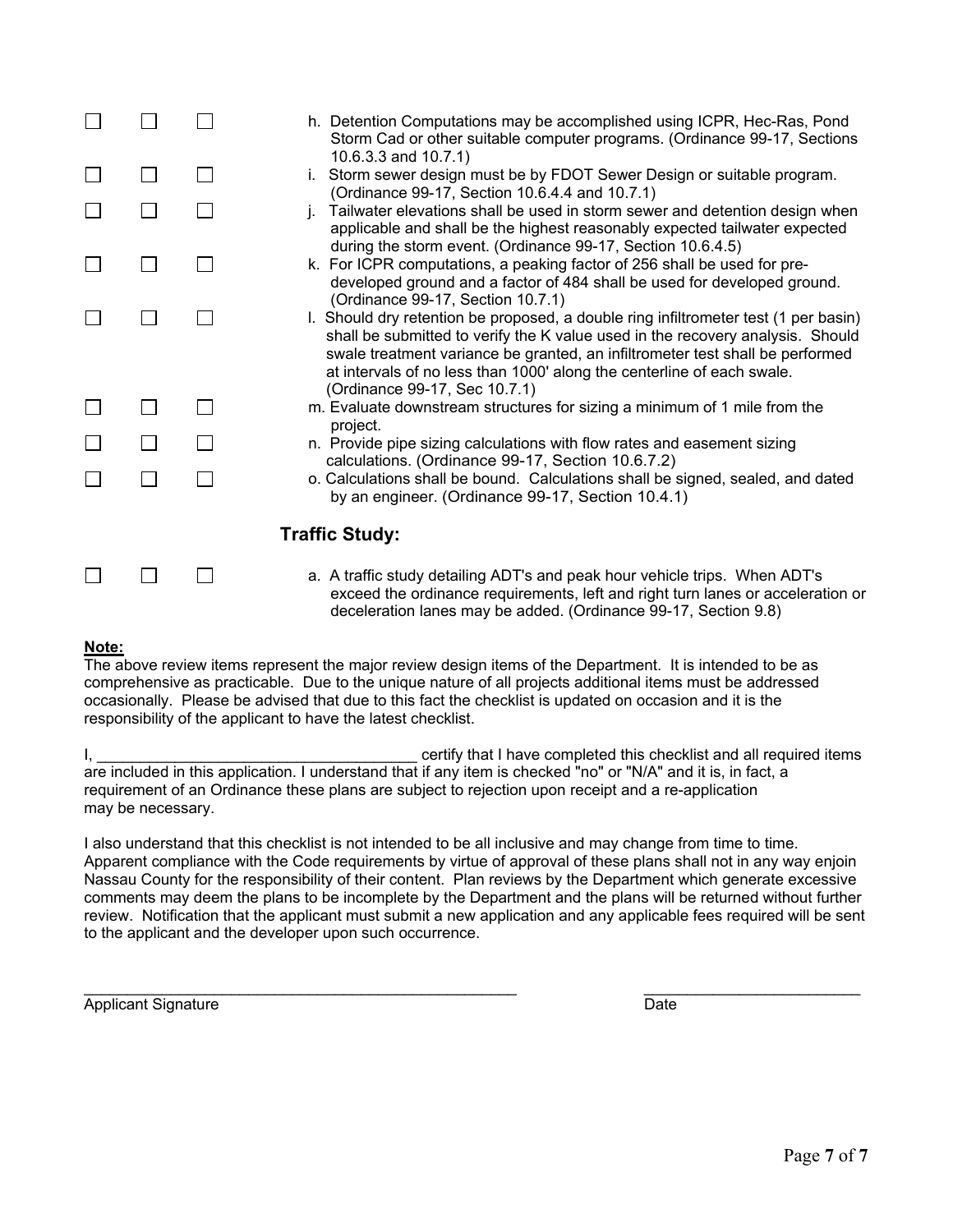☐ ☐ ☐ h. Detention Computations may be accomplished using ICPR, Hec-Ras, Pond Storm Cad or other suitable computer programs. (Ordinance 99-17, Sections 10.6.3.3 and 10.7.1)

☐ ☐ ☐ i. Storm sewer design must be by FDOT Sewer Design or suitable program. (Ordinance 99-17, Section 10.6.4.4 and 10.7.1)

☐ ☐ ☐ j. Tailwater elevations shall be used in storm sewer and detention design when applicable and shall be the highest reasonably expected tailwater expected during the storm event. (Ordinance 99-17, Section 10.6.4.5)

☐ ☐ ☐ k. For ICPR computations, a peaking factor of 256 shall be used for pre-developed ground and a factor of 484 shall be used for developed ground. (Ordinance 99-17, Section 10.7.1)

☐ ☐ ☐ l. Should dry retention be proposed, a double ring infiltrometer test (1 per basin) shall be submitted to verify the K value used in the recovery analysis. Should swale treatment variance be granted, an infiltrometer test shall be performed at intervals of no less than 1000' along the centerline of each swale. (Ordinance 99-17, Sec 10.7.1)

☐ ☐ ☐ m. Evaluate downstream structures for sizing a minimum of 1 mile from the project.

☐ ☐ ☐ n. Provide pipe sizing calculations with flow rates and easement sizing calculations. (Ordinance 99-17, Section 10.6.7.2)

☐ ☐ ☐ o. Calculations shall be bound. Calculations shall be signed, sealed, and dated by an engineer. (Ordinance 99-17, Section 10.4.1)

## Traffic Study:

☐ ☐ ☐ a. A traffic study detailing ADT's and peak hour vehicle trips. When ADT's exceed the ordinance requirements, left and right turn lanes or acceleration or deceleration lanes may be added. (Ordinance 99-17, Section 9.8)

**Note:**
The above review items represent the major review design items of the Department. It is intended to be as comprehensive as practicable. Due to the unique nature of all projects additional items must be addressed occasionally. Please be advised that due to this fact the checklist is updated on occasion and it is the responsibility of the applicant to have the latest checklist.

I, _____________________________________ certify that I have completed this checklist and all required items are included in this application. I understand that if any item is checked "no" or "N/A" and it is, in fact, a requirement of an Ordinance these plans are subject to rejection upon receipt and a re-application may be necessary.

I also understand that this checklist is not intended to be all inclusive and may change from time to time. Apparent compliance with the Code requirements by virtue of approval of these plans shall not in any way enjoin Nassau County for the responsibility of their content. Plan reviews by the Department which generate excessive comments may deem the plans to be incomplete by the Department and the plans will be returned without further review. Notification that the applicant must submit a new application and any applicable fees required will be sent to the applicant and the developer upon such occurrence.

_____________________________________________________ Applicant Signature

_________________________ Date